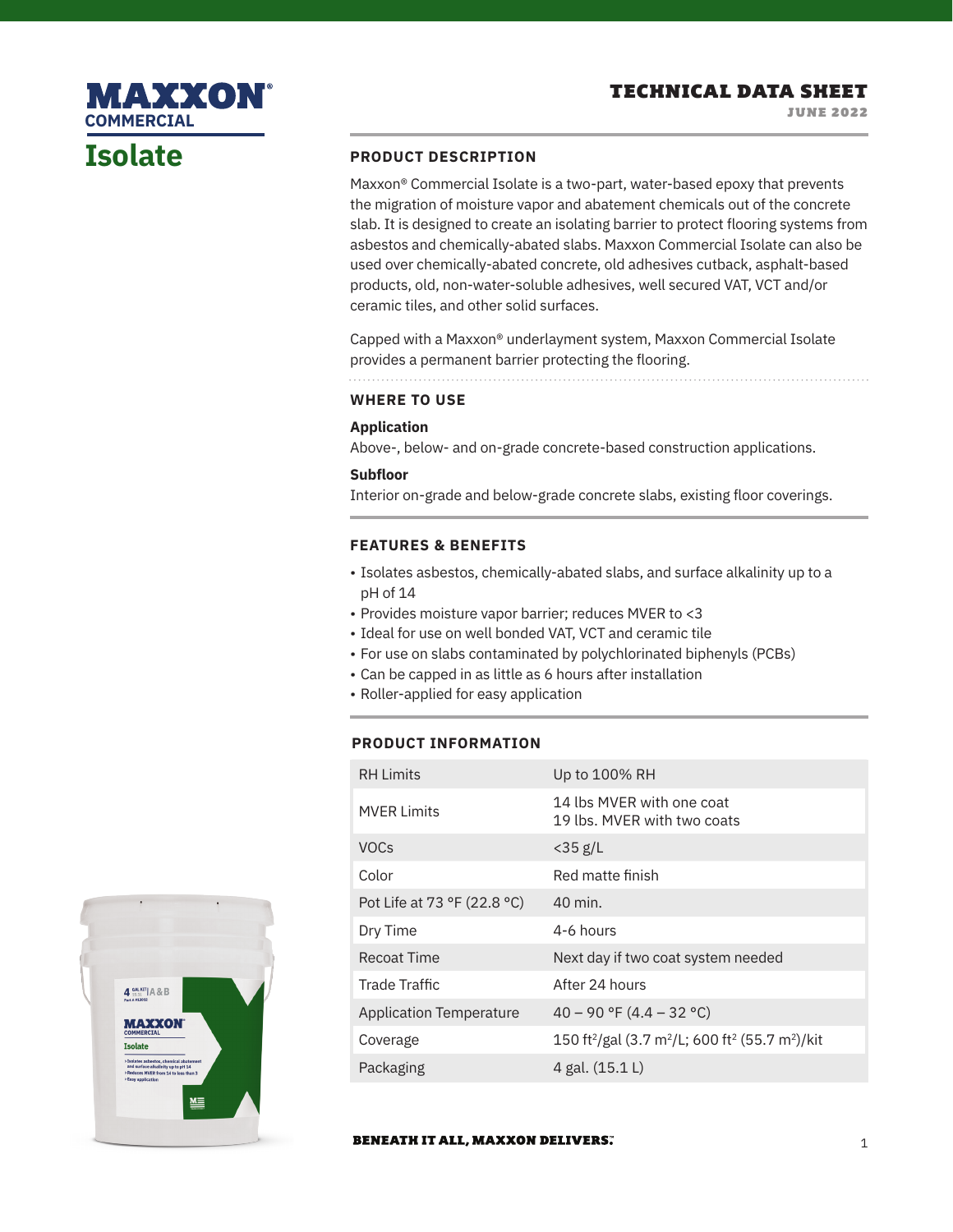# MAXXON® COMMERCIAL

# Isolate

**TECHNICAL DATA SHEET**
**JUNE 2022**

## PRODUCT DESCRIPTION

Maxxon® Commercial Isolate is a two-part, water-based epoxy that prevents the migration of moisture vapor and abatement chemicals out of the concrete slab. It is designed to create an isolating barrier to protect flooring systems from asbestos and chemically-abated slabs. Maxxon Commercial Isolate can also be used over chemically-abated concrete, old adhesives cutback, asphalt-based products, old, non-water-soluble adhesives, well secured VAT, VCT and/or ceramic tiles, and other solid surfaces.

Capped with a Maxxon® underlayment system, Maxxon Commercial Isolate provides a permanent barrier protecting the flooring.

## WHERE TO USE

**Application**

Above-, below- and on-grade concrete-based construction applications.

**Subfloor**

Interior on-grade and below-grade concrete slabs, existing floor coverings.

## FEATURES & BENEFITS

- Isolates asbestos, chemically-abated slabs, and surface alkalinity up to a pH of 14
- Provides moisture vapor barrier; reduces MVER to <3
- Ideal for use on well bonded VAT, VCT and ceramic tile
- For use on slabs contaminated by polychlorinated biphenyls (PCBs)
- Can be capped in as little as 6 hours after installation
- Roller-applied for easy application

## PRODUCT INFORMATION

| | |
|---|---|
| RH Limits | Up to 100% RH |
| MVER Limits | 14 lbs MVER with one coat<br>19 lbs. MVER with two coats |
| VOCs | <35 g/L |
| Color | Red matte finish |
| Pot Life at 73 °F (22.8 °C) | 40 min. |
| Dry Time | 4-6 hours |
| Recoat Time | Next day if two coat system needed |
| Trade Traffic | After 24 hours |
| Application Temperature | 40 – 90 °F (4.4 – 32 °C) |
| Coverage | 150 ft²/gal (3.7 m²/L; 600 ft² (55.7 m²)/kit |
| Packaging | 4 gal. (15.1 L) |

**BENEATH IT ALL, MAXXON DELIVERS.™**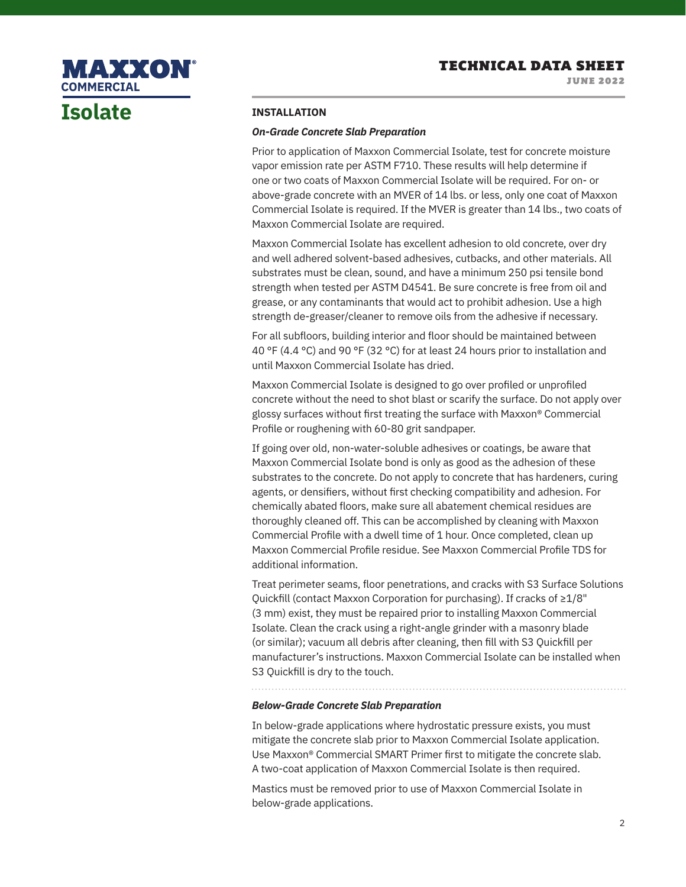## INSTALLATION

### *On-Grade Concrete Slab Preparation*

Prior to application of Maxxon Commercial Isolate, test for concrete moisture vapor emission rate per ASTM F710. These results will help determine if one or two coats of Maxxon Commercial Isolate will be required. For on- or above-grade concrete with an MVER of 14 lbs. or less, only one coat of Maxxon Commercial Isolate is required. If the MVER is greater than 14 lbs., two coats of Maxxon Commercial Isolate are required.

Maxxon Commercial Isolate has excellent adhesion to old concrete, over dry and well adhered solvent-based adhesives, cutbacks, and other materials. All substrates must be clean, sound, and have a minimum 250 psi tensile bond strength when tested per ASTM D4541. Be sure concrete is free from oil and grease, or any contaminants that would act to prohibit adhesion. Use a high strength de-greaser/cleaner to remove oils from the adhesive if necessary.

For all subfloors, building interior and floor should be maintained between 40 °F (4.4 °C) and 90 °F (32 °C) for at least 24 hours prior to installation and until Maxxon Commercial Isolate has dried.

Maxxon Commercial Isolate is designed to go over profiled or unprofiled concrete without the need to shot blast or scarify the surface. Do not apply over glossy surfaces without first treating the surface with Maxxon® Commercial Profile or roughening with 60-80 grit sandpaper.

If going over old, non-water-soluble adhesives or coatings, be aware that Maxxon Commercial Isolate bond is only as good as the adhesion of these substrates to the concrete. Do not apply to concrete that has hardeners, curing agents, or densifiers, without first checking compatibility and adhesion. For chemically abated floors, make sure all abatement chemical residues are thoroughly cleaned off. This can be accomplished by cleaning with Maxxon Commercial Profile with a dwell time of 1 hour. Once completed, clean up Maxxon Commercial Profile residue. See Maxxon Commercial Profile TDS for additional information.

Treat perimeter seams, floor penetrations, and cracks with S3 Surface Solutions Quickfill (contact Maxxon Corporation for purchasing). If cracks of ≥1/8" (3 mm) exist, they must be repaired prior to installing Maxxon Commercial Isolate. Clean the crack using a right-angle grinder with a masonry blade (or similar); vacuum all debris after cleaning, then fill with S3 Quickfill per manufacturer's instructions. Maxxon Commercial Isolate can be installed when S3 Quickfill is dry to the touch.

### *Below-Grade Concrete Slab Preparation*

In below-grade applications where hydrostatic pressure exists, you must mitigate the concrete slab prior to Maxxon Commercial Isolate application. Use Maxxon® Commercial SMART Primer first to mitigate the concrete slab. A two-coat application of Maxxon Commercial Isolate is then required.

Mastics must be removed prior to use of Maxxon Commercial Isolate in below-grade applications.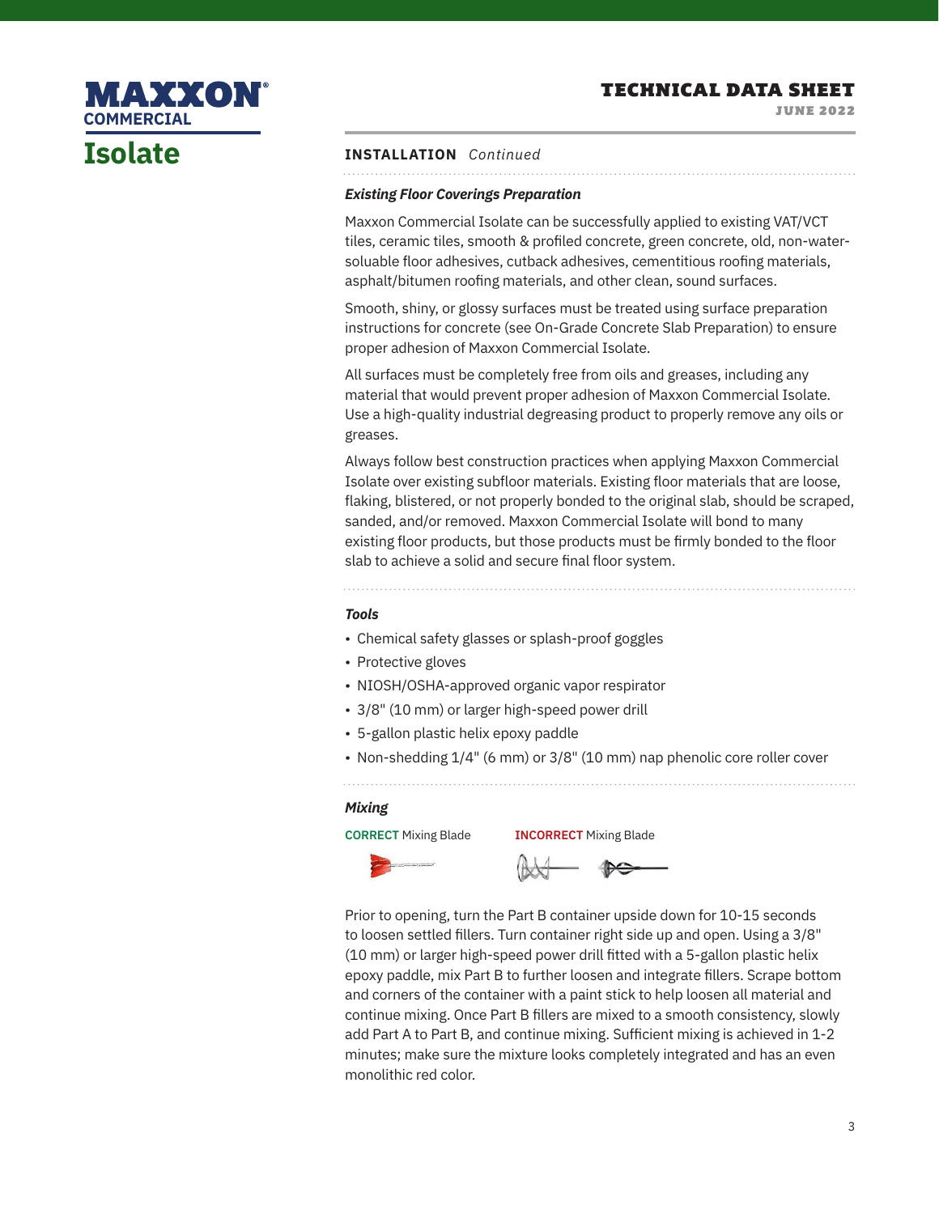## INSTALLATION *Continued*

### *Existing Floor Coverings Preparation*

Maxxon Commercial Isolate can be successfully applied to existing VAT/VCT tiles, ceramic tiles, smooth & profiled concrete, green concrete, old, non-water-soluable floor adhesives, cutback adhesives, cementitious roofing materials, asphalt/bitumen roofing materials, and other clean, sound surfaces.

Smooth, shiny, or glossy surfaces must be treated using surface preparation instructions for concrete (see On-Grade Concrete Slab Preparation) to ensure proper adhesion of Maxxon Commercial Isolate.

All surfaces must be completely free from oils and greases, including any material that would prevent proper adhesion of Maxxon Commercial Isolate. Use a high-quality industrial degreasing product to properly remove any oils or greases.

Always follow best construction practices when applying Maxxon Commercial Isolate over existing subfloor materials. Existing floor materials that are loose, flaking, blistered, or not properly bonded to the original slab, should be scraped, sanded, and/or removed. Maxxon Commercial Isolate will bond to many existing floor products, but those products must be firmly bonded to the floor slab to achieve a solid and secure final floor system.

### *Tools*

- Chemical safety glasses or splash-proof goggles
- Protective gloves
- NIOSH/OSHA-approved organic vapor respirator
- 3/8" (10 mm) or larger high-speed power drill
- 5-gallon plastic helix epoxy paddle
- Non-shedding 1/4" (6 mm) or 3/8" (10 mm) nap phenolic core roller cover

### *Mixing*

**CORRECT** Mixing Blade

**INCORRECT** Mixing Blade

Prior to opening, turn the Part B container upside down for 10-15 seconds to loosen settled fillers. Turn container right side up and open. Using a 3/8" (10 mm) or larger high-speed power drill fitted with a 5-gallon plastic helix epoxy paddle, mix Part B to further loosen and integrate fillers. Scrape bottom and corners of the container with a paint stick to help loosen all material and continue mixing. Once Part B fillers are mixed to a smooth consistency, slowly add Part A to Part B, and continue mixing. Sufficient mixing is achieved in 1-2 minutes; make sure the mixture looks completely integrated and has an even monolithic red color.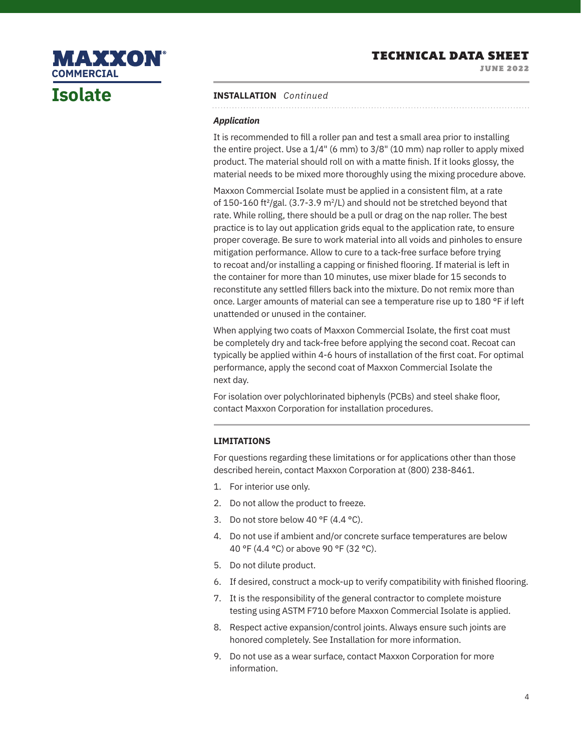## INSTALLATION *Continued*

### *Application*

It is recommended to fill a roller pan and test a small area prior to installing the entire project. Use a 1/4" (6 mm) to 3/8" (10 mm) nap roller to apply mixed product. The material should roll on with a matte finish. If it looks glossy, the material needs to be mixed more thoroughly using the mixing procedure above.

Maxxon Commercial Isolate must be applied in a consistent film, at a rate of 150-160 $ft^2$/gal. (3.7-3.9 $m^2$/L) and should not be stretched beyond that rate. While rolling, there should be a pull or drag on the nap roller. The best practice is to lay out application grids equal to the application rate, to ensure proper coverage. Be sure to work material into all voids and pinholes to ensure mitigation performance. Allow to cure to a tack-free surface before trying to recoat and/or installing a capping or finished flooring. If material is left in the container for more than 10 minutes, use mixer blade for 15 seconds to reconstitute any settled fillers back into the mixture. Do not remix more than once. Larger amounts of material can see a temperature rise up to 180 °F if left unattended or unused in the container.

When applying two coats of Maxxon Commercial Isolate, the first coat must be completely dry and tack-free before applying the second coat. Recoat can typically be applied within 4-6 hours of installation of the first coat. For optimal performance, apply the second coat of Maxxon Commercial Isolate the next day.

For isolation over polychlorinated biphenyls (PCBs) and steel shake floor, contact Maxxon Corporation for installation procedures.

## LIMITATIONS

For questions regarding these limitations or for applications other than those described herein, contact Maxxon Corporation at (800) 238-8461.

1. For interior use only.
2. Do not allow the product to freeze.
3. Do not store below 40 °F (4.4 °C).
4. Do not use if ambient and/or concrete surface temperatures are below 40 °F (4.4 °C) or above 90 °F (32 °C).
5. Do not dilute product.
6. If desired, construct a mock-up to verify compatibility with finished flooring.
7. It is the responsibility of the general contractor to complete moisture testing using ASTM F710 before Maxxon Commercial Isolate is applied.
8. Respect active expansion/control joints. Always ensure such joints are honored completely. See Installation for more information.
9. Do not use as a wear surface, contact Maxxon Corporation for more information.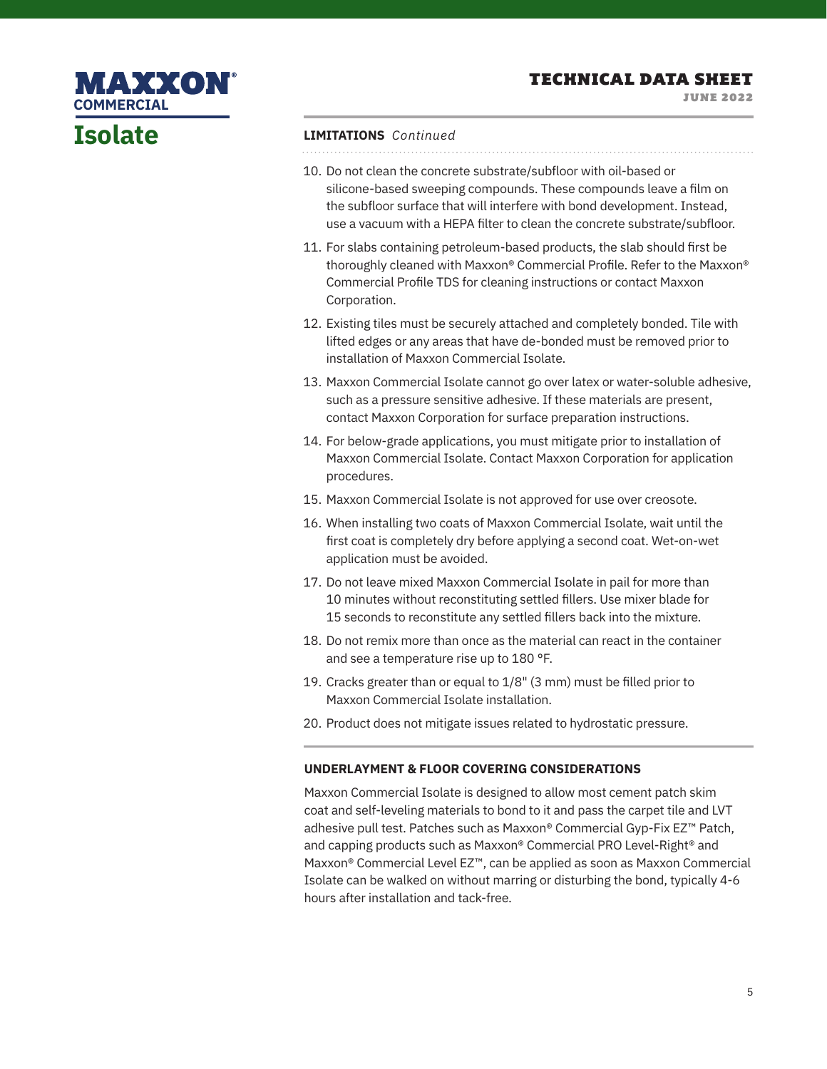## LIMITATIONS *Continued*

10. Do not clean the concrete substrate/subfloor with oil-based or silicone-based sweeping compounds. These compounds leave a film on the subfloor surface that will interfere with bond development. Instead, use a vacuum with a HEPA filter to clean the concrete substrate/subfloor.
11. For slabs containing petroleum-based products, the slab should first be thoroughly cleaned with Maxxon® Commercial Profile. Refer to the Maxxon® Commercial Profile TDS for cleaning instructions or contact Maxxon Corporation.
12. Existing tiles must be securely attached and completely bonded. Tile with lifted edges or any areas that have de-bonded must be removed prior to installation of Maxxon Commercial Isolate.
13. Maxxon Commercial Isolate cannot go over latex or water-soluble adhesive, such as a pressure sensitive adhesive. If these materials are present, contact Maxxon Corporation for surface preparation instructions.
14. For below-grade applications, you must mitigate prior to installation of Maxxon Commercial Isolate. Contact Maxxon Corporation for application procedures.
15. Maxxon Commercial Isolate is not approved for use over creosote.
16. When installing two coats of Maxxon Commercial Isolate, wait until the first coat is completely dry before applying a second coat. Wet-on-wet application must be avoided.
17. Do not leave mixed Maxxon Commercial Isolate in pail for more than 10 minutes without reconstituting settled fillers. Use mixer blade for 15 seconds to reconstitute any settled fillers back into the mixture.
18. Do not remix more than once as the material can react in the container and see a temperature rise up to 180 °F.
19. Cracks greater than or equal to 1/8" (3 mm) must be filled prior to Maxxon Commercial Isolate installation.
20. Product does not mitigate issues related to hydrostatic pressure.

## UNDERLAYMENT & FLOOR COVERING CONSIDERATIONS

Maxxon Commercial Isolate is designed to allow most cement patch skim coat and self-leveling materials to bond to it and pass the carpet tile and LVT adhesive pull test. Patches such as Maxxon® Commercial Gyp-Fix EZ™ Patch, and capping products such as Maxxon® Commercial PRO Level-Right® and Maxxon® Commercial Level EZ™, can be applied as soon as Maxxon Commercial Isolate can be walked on without marring or disturbing the bond, typically 4-6 hours after installation and tack-free.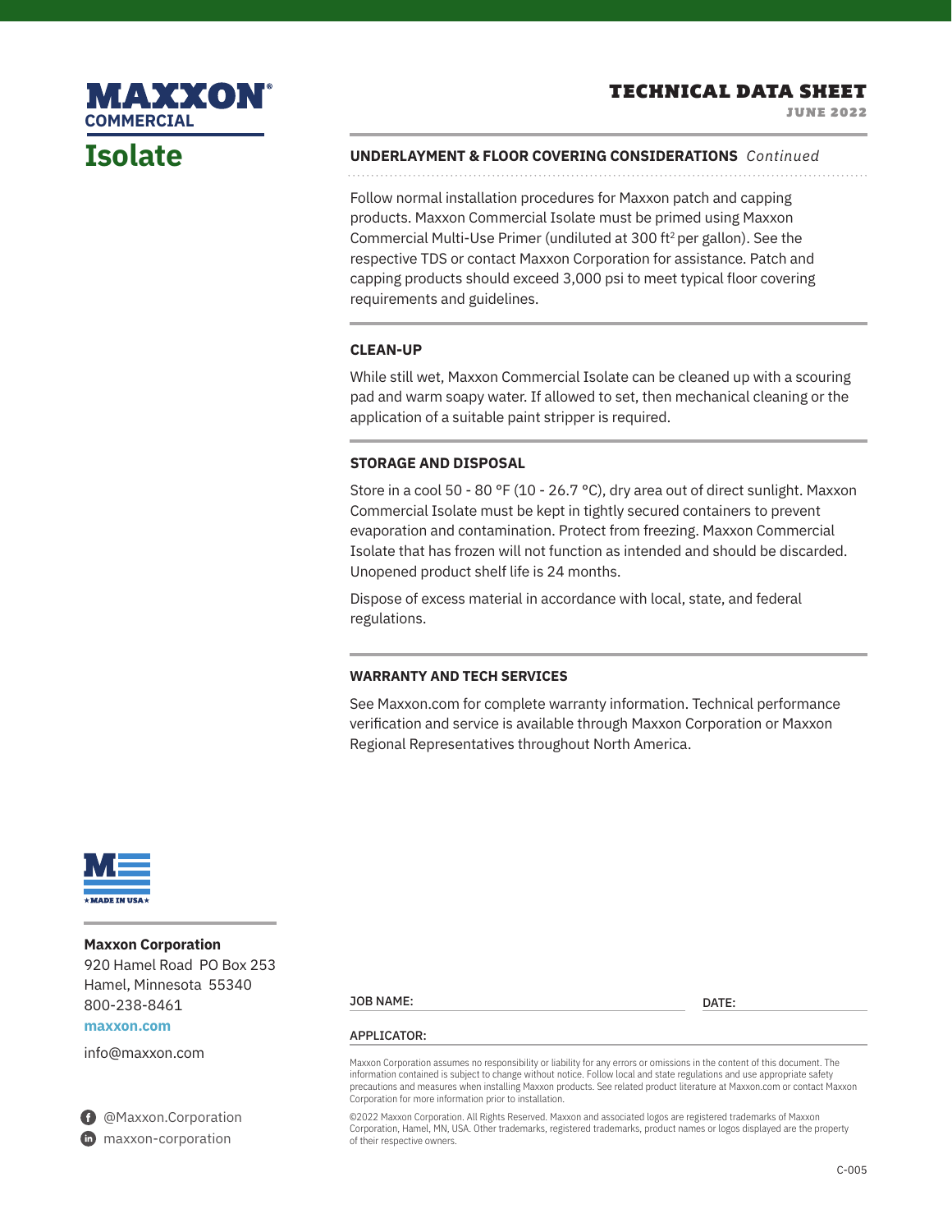MAXXON® COMMERCIAL

# Isolate

## TECHNICAL DATA SHEET

JUNE 2022

### UNDERLAYMENT & FLOOR COVERING CONSIDERATIONS *Continued*

Follow normal installation procedures for Maxxon patch and capping products. Maxxon Commercial Isolate must be primed using Maxxon Commercial Multi-Use Primer (undiluted at 300 $ft^2$ per gallon). See the respective TDS or contact Maxxon Corporation for assistance. Patch and capping products should exceed 3,000 psi to meet typical floor covering requirements and guidelines.

### CLEAN-UP

While still wet, Maxxon Commercial Isolate can be cleaned up with a scouring pad and warm soapy water. If allowed to set, then mechanical cleaning or the application of a suitable paint stripper is required.

### STORAGE AND DISPOSAL

Store in a cool 50 - 80 °F (10 - 26.7 °C), dry area out of direct sunlight. Maxxon Commercial Isolate must be kept in tightly secured containers to prevent evaporation and contamination. Protect from freezing. Maxxon Commercial Isolate that has frozen will not function as intended and should be discarded. Unopened product shelf life is 24 months.

Dispose of excess material in accordance with local, state, and federal regulations.

### WARRANTY AND TECH SERVICES

See Maxxon.com for complete warranty information. Technical performance verification and service is available through Maxxon Corporation or Maxxon Regional Representatives throughout North America.

★MADE IN USA★

**Maxxon Corporation**
920 Hamel Road PO Box 253
Hamel, Minnesota 55340
800-238-8461
**maxxon.com**
info@maxxon.com

@Maxxon.Corporation
maxxon-corporation

JOB NAME: DATE:

APPLICATOR:

Maxxon Corporation assumes no responsibility or liability for any errors or omissions in the content of this document. The information contained is subject to change without notice. Follow local and state regulations and use appropriate safety precautions and measures when installing Maxxon products. See related product literature at Maxxon.com or contact Maxxon Corporation for more information prior to installation.

©2022 Maxxon Corporation. All Rights Reserved. Maxxon and associated logos are registered trademarks of Maxxon Corporation, Hamel, MN, USA. Other trademarks, registered trademarks, product names or logos displayed are the property of their respective owners.

C-005